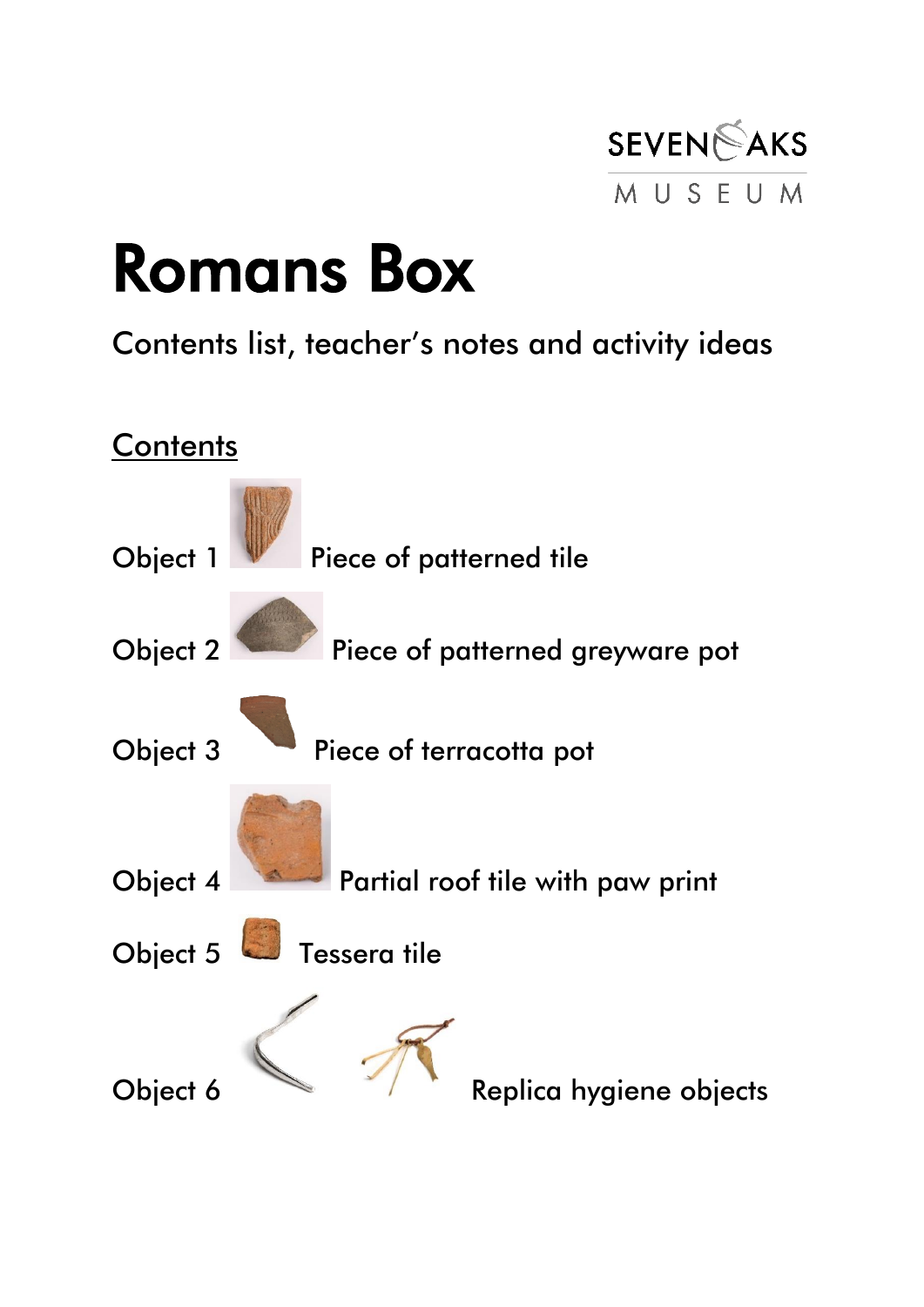SEVENOAKS MUSEUM

# Romans Box

Contents list, teacher's notes and activity ideas

## Contents

Object 1 Piece of patterned tile

Object 2 Piece of patterned greyware pot

Object 3 Piece of terracotta pot

Object 4 Partial roof tile with paw print

Object 5 Tessera tile

Object 6 Replica hygiene objects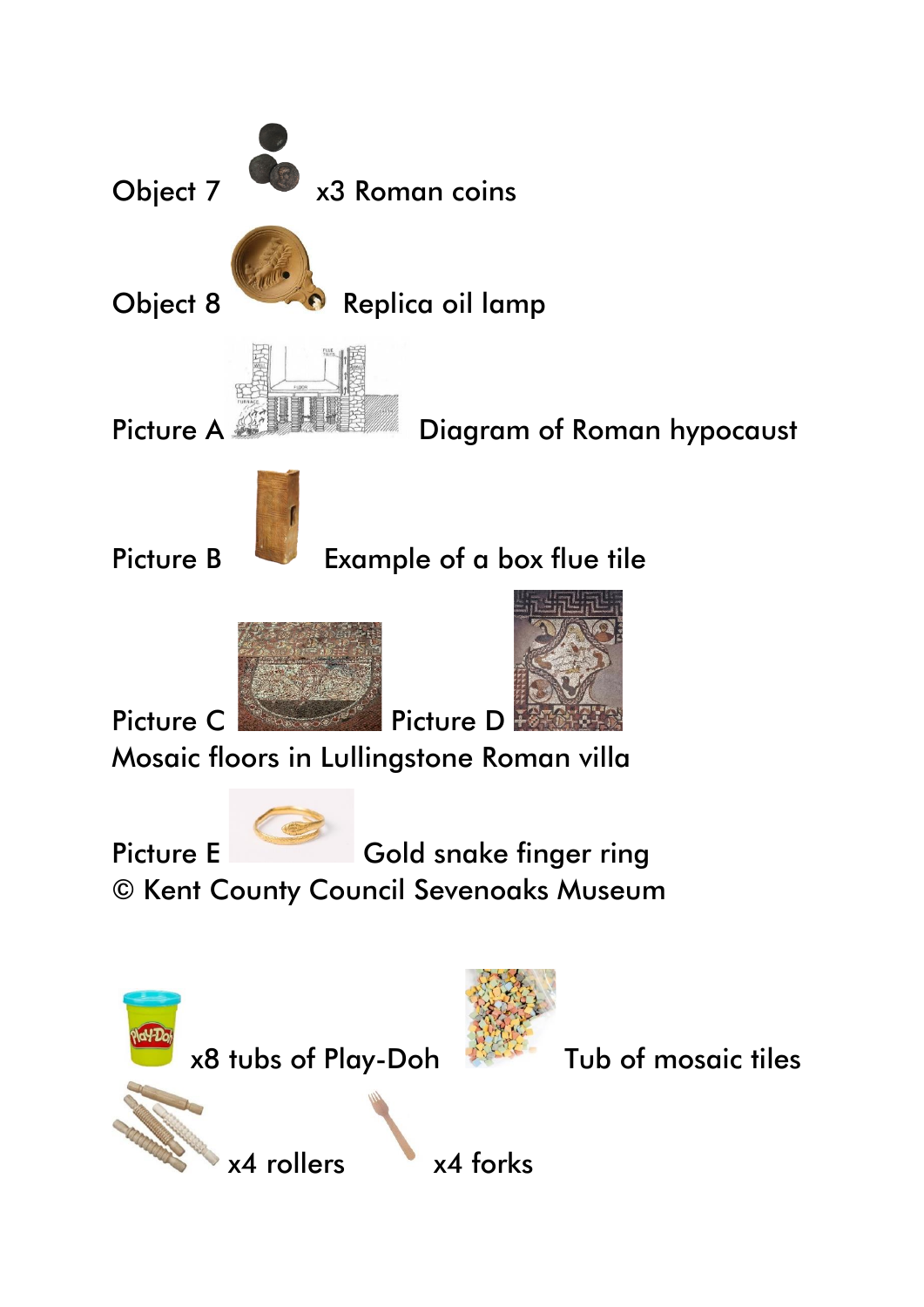Object 7 x3 Roman coins

Object 8 Replica oil lamp

Picture A Diagram of Roman hypocaust

Picture B Example of a box flue tile

Picture C Picture D
Mosaic floors in Lullingstone Roman villa

Picture E Gold snake finger ring
© Kent County Council Sevenoaks Museum

x8 tubs of Play-Doh Tub of mosaic tiles

x4 rollers x4 forks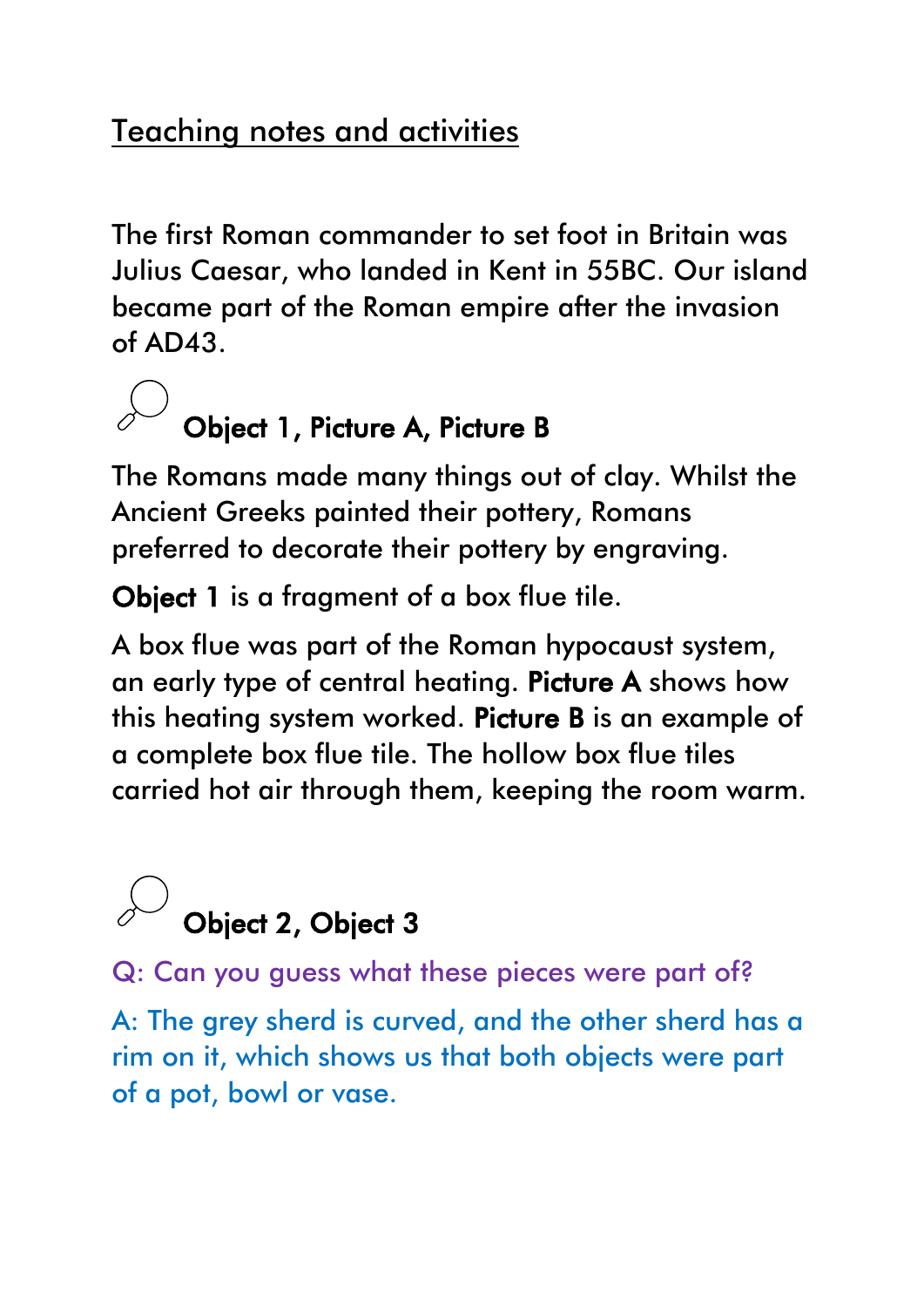# Teaching notes and activities

The first Roman commander to set foot in Britain was Julius Caesar, who landed in Kent in 55BC. Our island became part of the Roman empire after the invasion of AD43.

## Object 1, Picture A, Picture B

The Romans made many things out of clay. Whilst the Ancient Greeks painted their pottery, Romans preferred to decorate their pottery by engraving.

**Object 1** is a fragment of a box flue tile.

A box flue was part of the Roman hypocaust system, an early type of central heating. **Picture A** shows how this heating system worked. **Picture B** is an example of a complete box flue tile. The hollow box flue tiles carried hot air through them, keeping the room warm.

## Object 2, Object 3

Q: Can you guess what these pieces were part of?

A: The grey sherd is curved, and the other sherd has a rim on it, which shows us that both objects were part of a pot, bowl or vase.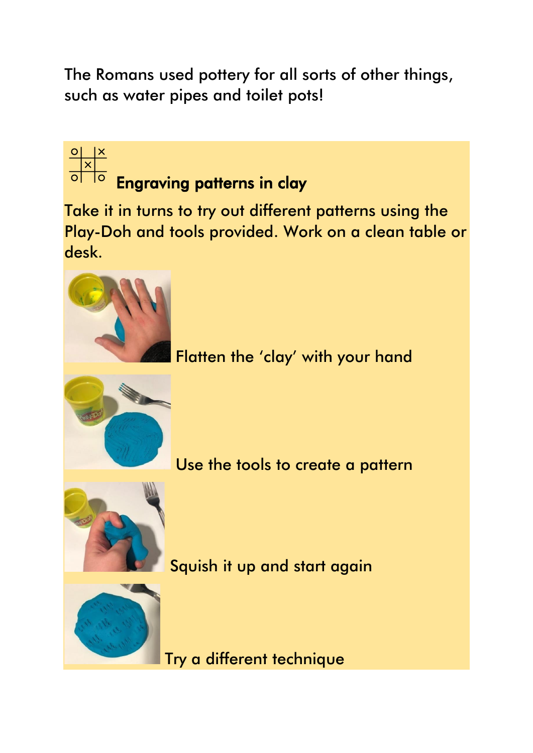The Romans used pottery for all sorts of other things, such as water pipes and toilet pots!

## Engraving patterns in clay

Take it in turns to try out different patterns using the Play-Doh and tools provided. Work on a clean table or desk.

Flatten the 'clay' with your hand

Use the tools to create a pattern

Squish it up and start again

Try a different technique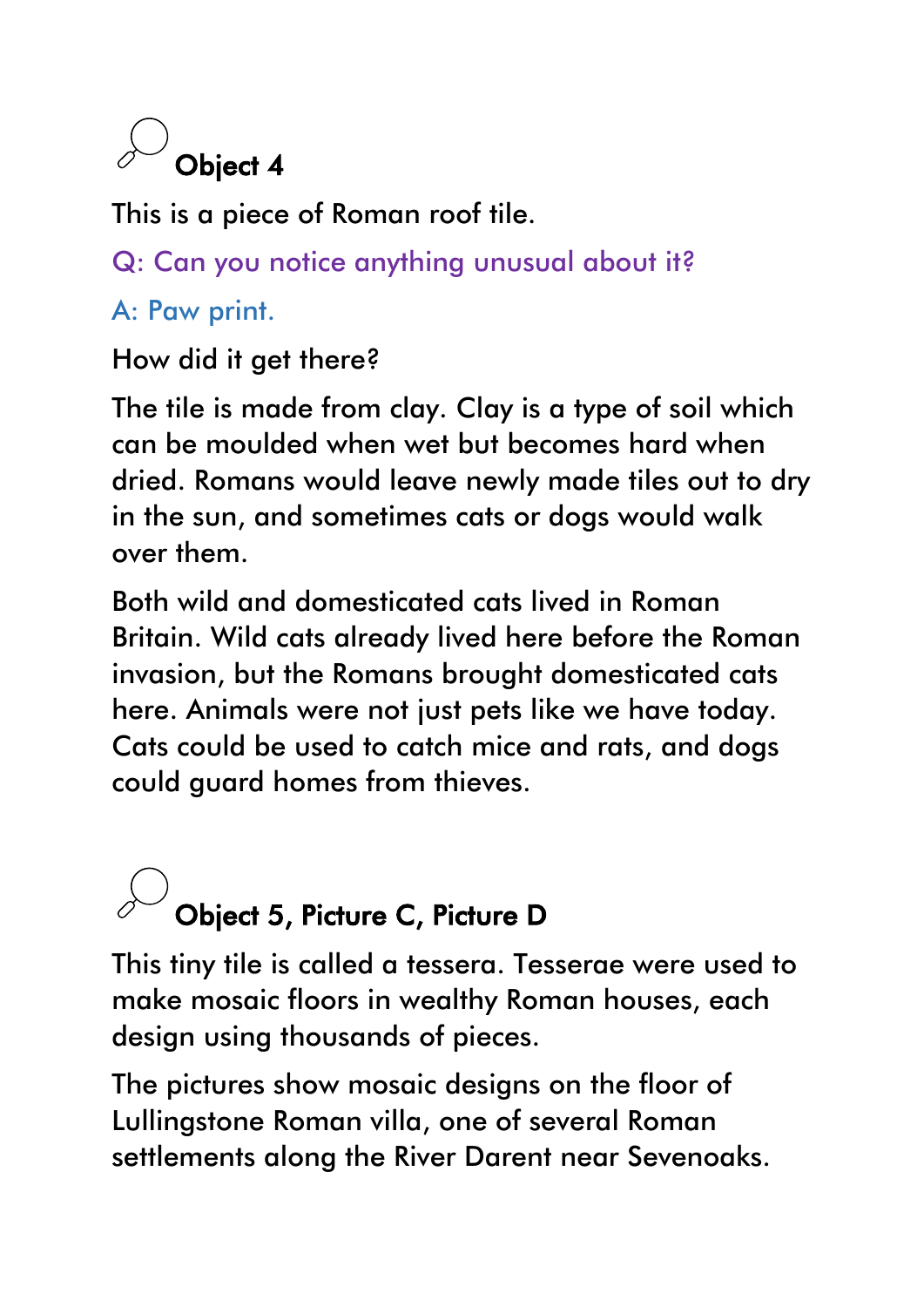## Object 4

This is a piece of Roman roof tile.

Q: Can you notice anything unusual about it?

A: Paw print.

How did it get there?

The tile is made from clay. Clay is a type of soil which can be moulded when wet but becomes hard when dried. Romans would leave newly made tiles out to dry in the sun, and sometimes cats or dogs would walk over them.

Both wild and domesticated cats lived in Roman Britain. Wild cats already lived here before the Roman invasion, but the Romans brought domesticated cats here. Animals were not just pets like we have today. Cats could be used to catch mice and rats, and dogs could guard homes from thieves.

## Object 5, Picture C, Picture D

This tiny tile is called a tessera. Tesserae were used to make mosaic floors in wealthy Roman houses, each design using thousands of pieces.

The pictures show mosaic designs on the floor of Lullingstone Roman villa, one of several Roman settlements along the River Darent near Sevenoaks.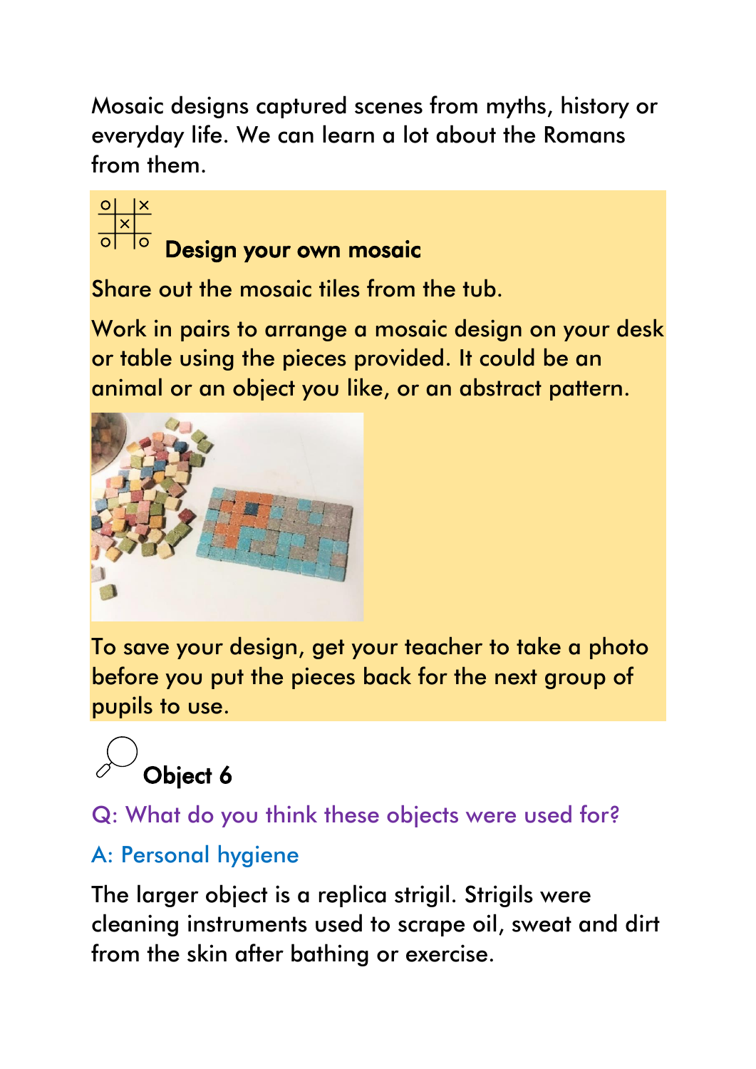Mosaic designs captured scenes from myths, history or everyday life. We can learn a lot about the Romans from them.

## Design your own mosaic

Share out the mosaic tiles from the tub.

Work in pairs to arrange a mosaic design on your desk or table using the pieces provided. It could be an animal or an object you like, or an abstract pattern.

To save your design, get your teacher to take a photo before you put the pieces back for the next group of pupils to use.

## Object 6

Q: What do you think these objects were used for?

A: Personal hygiene

The larger object is a replica strigil. Strigils were cleaning instruments used to scrape oil, sweat and dirt from the skin after bathing or exercise.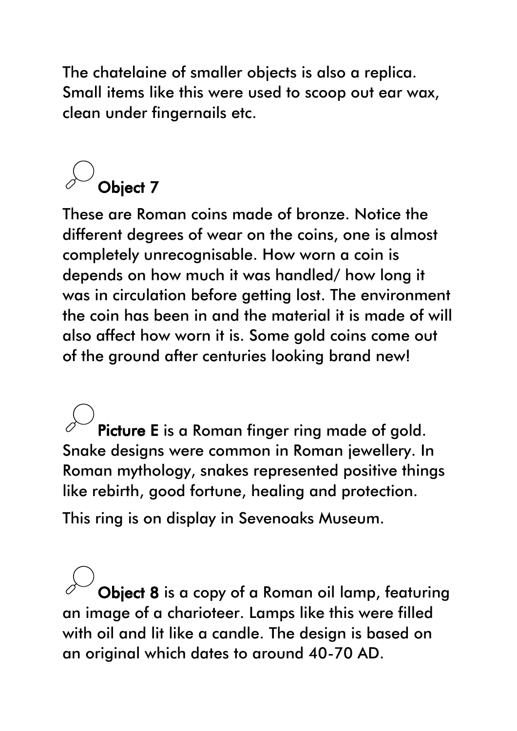The chatelaine of smaller objects is also a replica. Small items like this were used to scoop out ear wax, clean under fingernails etc.

**Object 7**

These are Roman coins made of bronze. Notice the different degrees of wear on the coins, one is almost completely unrecognisable. How worn a coin is depends on how much it was handled/ how long it was in circulation before getting lost. The environment the coin has been in and the material it is made of will also affect how worn it is. Some gold coins come out of the ground after centuries looking brand new!

**Picture E** is a Roman finger ring made of gold. Snake designs were common in Roman jewellery. In Roman mythology, snakes represented positive things like rebirth, good fortune, healing and protection.

This ring is on display in Sevenoaks Museum.

**Object 8** is a copy of a Roman oil lamp, featuring an image of a charioteer. Lamps like this were filled with oil and lit like a candle. The design is based on an original which dates to around 40-70 AD.